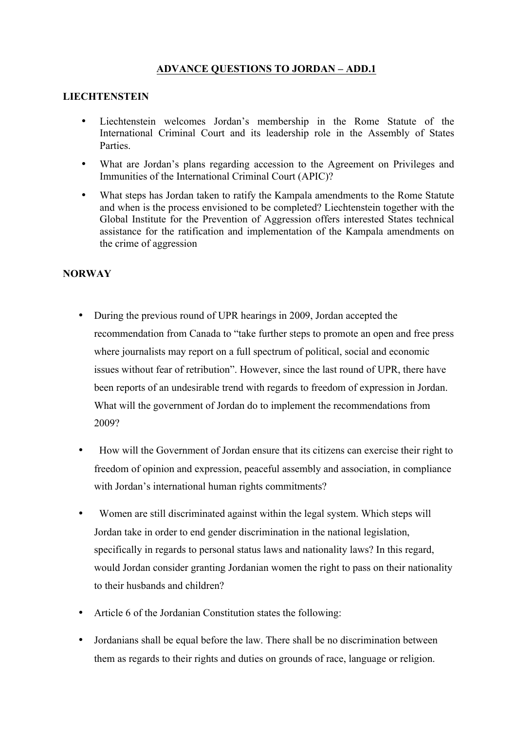# ADVANCE QUESTIONS TO JORDAN – ADD.1

## LIECHTENSTEIN

- Liechtenstein welcomes Jordan's membership in the Rome Statute of the International Criminal Court and its leadership role in the Assembly of States Parties.
- What are Jordan's plans regarding accession to the Agreement on Privileges and Immunities of the International Criminal Court (APIC)?
- What steps has Jordan taken to ratify the Kampala amendments to the Rome Statute and when is the process envisioned to be completed? Liechtenstein together with the Global Institute for the Prevention of Aggression offers interested States technical assistance for the ratification and implementation of the Kampala amendments on the crime of aggression

## NORWAY

- During the previous round of UPR hearings in 2009, Jordan accepted the recommendation from Canada to "take further steps to promote an open and free press where journalists may report on a full spectrum of political, social and economic issues without fear of retribution". However, since the last round of UPR, there have been reports of an undesirable trend with regards to freedom of expression in Jordan. What will the government of Jordan do to implement the recommendations from 2009?
- How will the Government of Jordan ensure that its citizens can exercise their right to freedom of opinion and expression, peaceful assembly and association, in compliance with Jordan's international human rights commitments?
- Women are still discriminated against within the legal system. Which steps will Jordan take in order to end gender discrimination in the national legislation, specifically in regards to personal status laws and nationality laws? In this regard, would Jordan consider granting Jordanian women the right to pass on their nationality to their husbands and children?
- Article 6 of the Jordanian Constitution states the following:
- Jordanians shall be equal before the law. There shall be no discrimination between them as regards to their rights and duties on grounds of race, language or religion.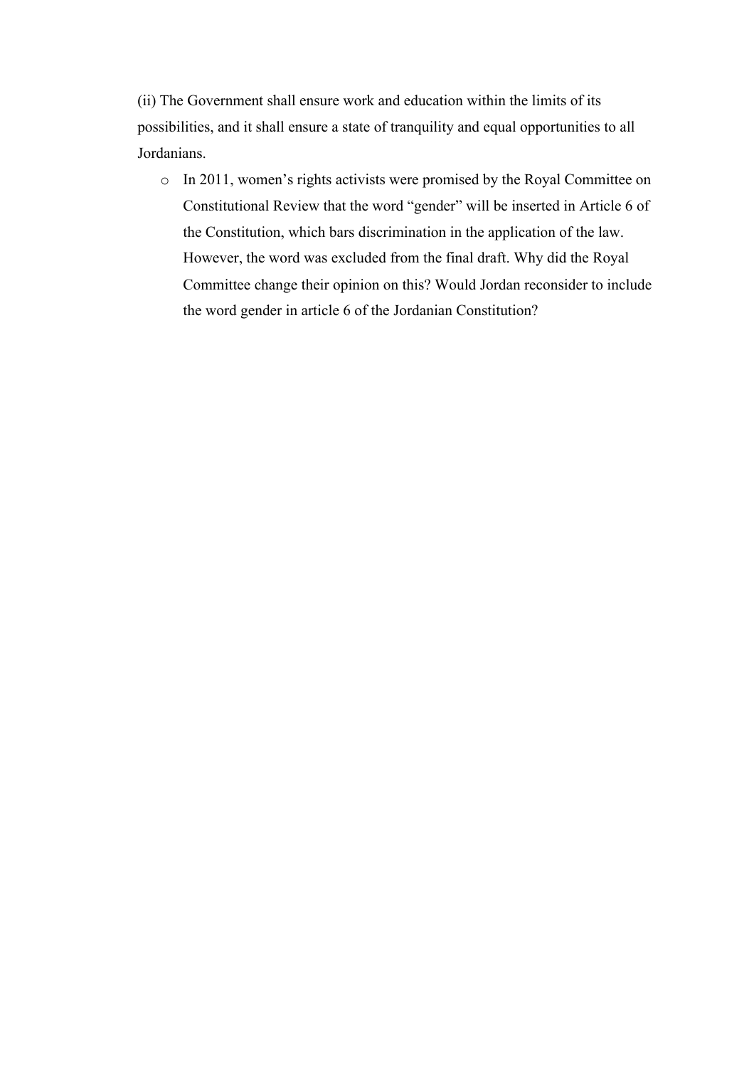(ii) The Government shall ensure work and education within the limits of its possibilities, and it shall ensure a state of tranquility and equal opportunities to all Jordanians.

- In 2011, women's rights activists were promised by the Royal Committee on Constitutional Review that the word "gender" will be inserted in Article 6 of the Constitution, which bars discrimination in the application of the law. However, the word was excluded from the final draft. Why did the Royal Committee change their opinion on this? Would Jordan reconsider to include the word gender in article 6 of the Jordanian Constitution?